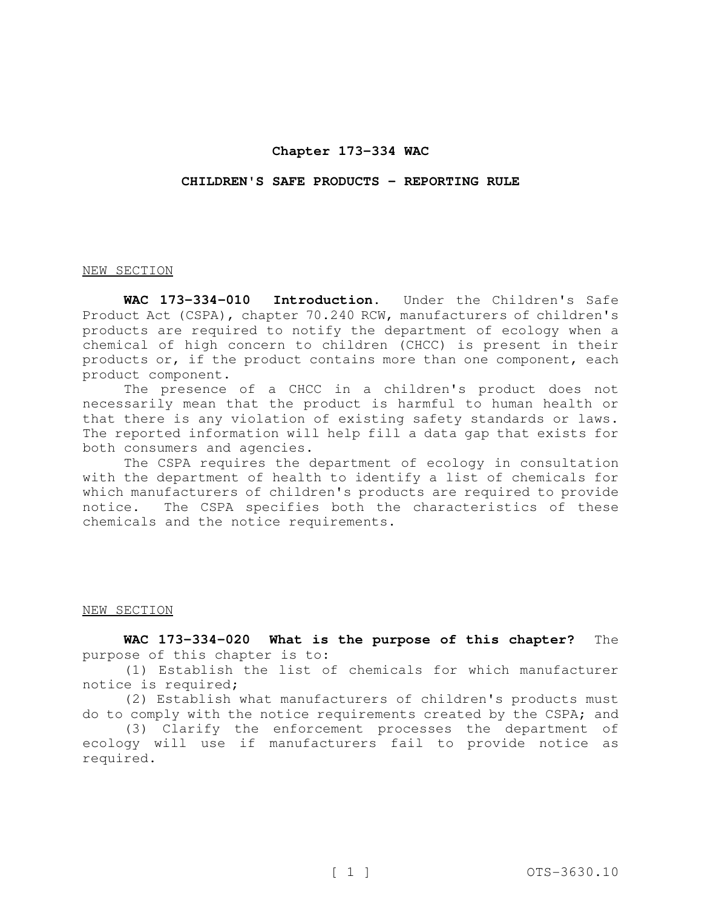# Chapter 173-334 WAC

## CHILDREN'S SAFE PRODUCTS - REPORTING RULE

NEW SECTION

**WAC 173-334-010 Introduction.** Under the Children's Safe Product Act (CSPA), chapter 70.240 RCW, manufacturers of children's products are required to notify the department of ecology when a chemical of high concern to children (CHCC) is present in their products or, if the product contains more than one component, each product component.

The presence of a CHCC in a children's product does not necessarily mean that the product is harmful to human health or that there is any violation of existing safety standards or laws. The reported information will help fill a data gap that exists for both consumers and agencies.

The CSPA requires the department of ecology in consultation with the department of health to identify a list of chemicals for which manufacturers of children's products are required to provide notice. The CSPA specifies both the characteristics of these chemicals and the notice requirements.

NEW SECTION

**WAC 173-334-020 What is the purpose of this chapter?** The purpose of this chapter is to:

(1) Establish the list of chemicals for which manufacturer notice is required;

(2) Establish what manufacturers of children's products must do to comply with the notice requirements created by the CSPA; and

(3) Clarify the enforcement processes the department of ecology will use if manufacturers fail to provide notice as required.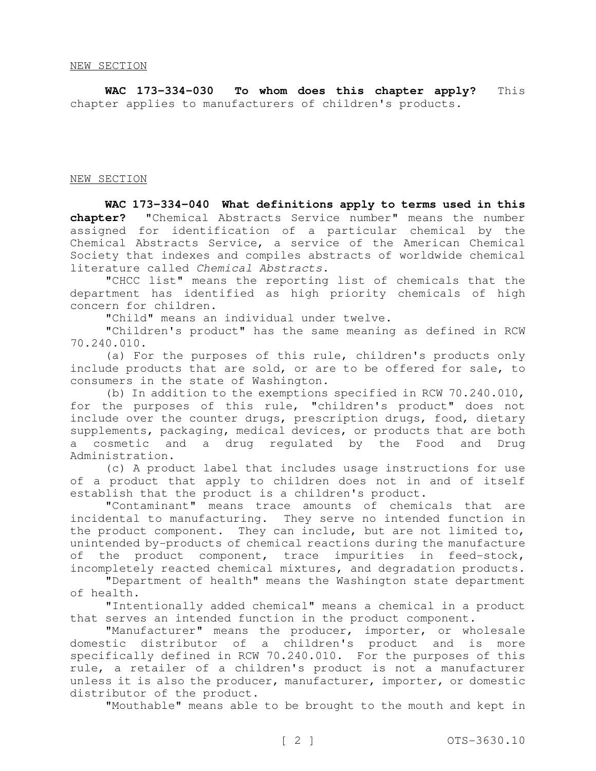NEW SECTION

**WAC 173-334-030 To whom does this chapter apply?** This chapter applies to manufacturers of children's products.

NEW SECTION

**WAC 173-334-040 What definitions apply to terms used in this chapter?** "Chemical Abstracts Service number" means the number assigned for identification of a particular chemical by the Chemical Abstracts Service, a service of the American Chemical Society that indexes and compiles abstracts of worldwide chemical literature called *Chemical Abstracts*.

"CHCC list" means the reporting list of chemicals that the department has identified as high priority chemicals of high concern for children.

"Child" means an individual under twelve.

"Children's product" has the same meaning as defined in RCW 70.240.010.

(a) For the purposes of this rule, children's products only include products that are sold, or are to be offered for sale, to consumers in the state of Washington.

(b) In addition to the exemptions specified in RCW 70.240.010, for the purposes of this rule, "children's product" does not include over the counter drugs, prescription drugs, food, dietary supplements, packaging, medical devices, or products that are both a cosmetic and a drug regulated by the Food and Drug Administration.

(c) A product label that includes usage instructions for use of a product that apply to children does not in and of itself establish that the product is a children's product.

"Contaminant" means trace amounts of chemicals that are incidental to manufacturing. They serve no intended function in the product component. They can include, but are not limited to, unintended by-products of chemical reactions during the manufacture of the product component, trace impurities in feed-stock, incompletely reacted chemical mixtures, and degradation products.

"Department of health" means the Washington state department of health.

"Intentionally added chemical" means a chemical in a product that serves an intended function in the product component.

"Manufacturer" means the producer, importer, or wholesale domestic distributor of a children's product and is more specifically defined in RCW 70.240.010. For the purposes of this rule, a retailer of a children's product is not a manufacturer unless it is also the producer, manufacturer, importer, or domestic distributor of the product.

"Mouthable" means able to be brought to the mouth and kept in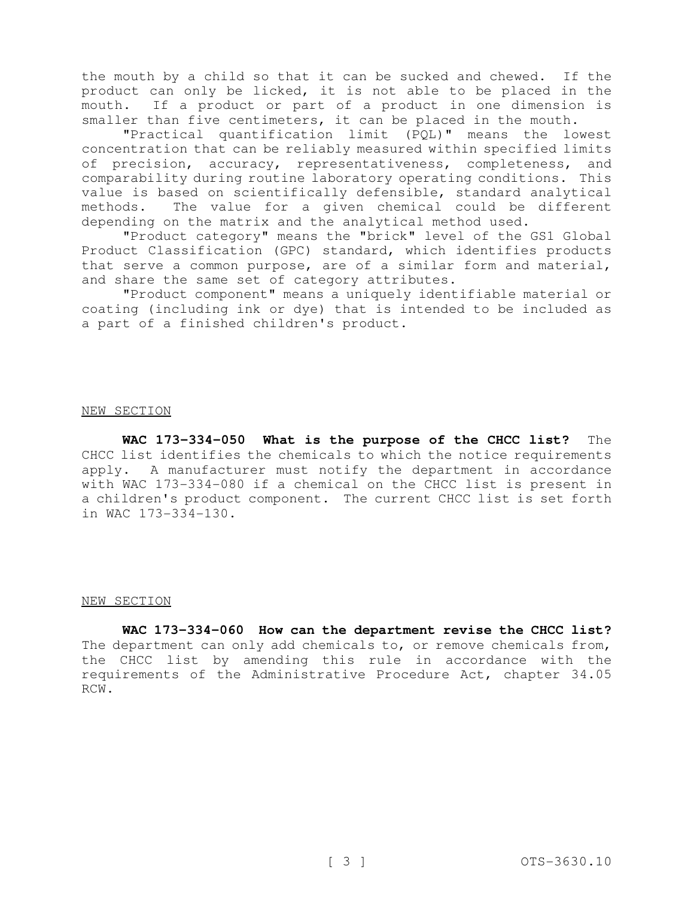the mouth by a child so that it can be sucked and chewed. If the product can only be licked, it is not able to be placed in the mouth. If a product or part of a product in one dimension is smaller than five centimeters, it can be placed in the mouth.

"Practical quantification limit (PQL)" means the lowest concentration that can be reliably measured within specified limits of precision, accuracy, representativeness, completeness, and comparability during routine laboratory operating conditions. This value is based on scientifically defensible, standard analytical methods. The value for a given chemical could be different depending on the matrix and the analytical method used.

"Product category" means the "brick" level of the GS1 Global Product Classification (GPC) standard, which identifies products that serve a common purpose, are of a similar form and material, and share the same set of category attributes.

"Product component" means a uniquely identifiable material or coating (including ink or dye) that is intended to be included as a part of a finished children's product.

NEW SECTION

**WAC 173-334-050 What is the purpose of the CHCC list?** The CHCC list identifies the chemicals to which the notice requirements apply. A manufacturer must notify the department in accordance with WAC 173-334-080 if a chemical on the CHCC list is present in a children's product component. The current CHCC list is set forth in WAC 173-334-130.

NEW SECTION

**WAC 173-334-060 How can the department revise the CHCC list?** The department can only add chemicals to, or remove chemicals from, the CHCC list by amending this rule in accordance with the requirements of the Administrative Procedure Act, chapter 34.05 RCW.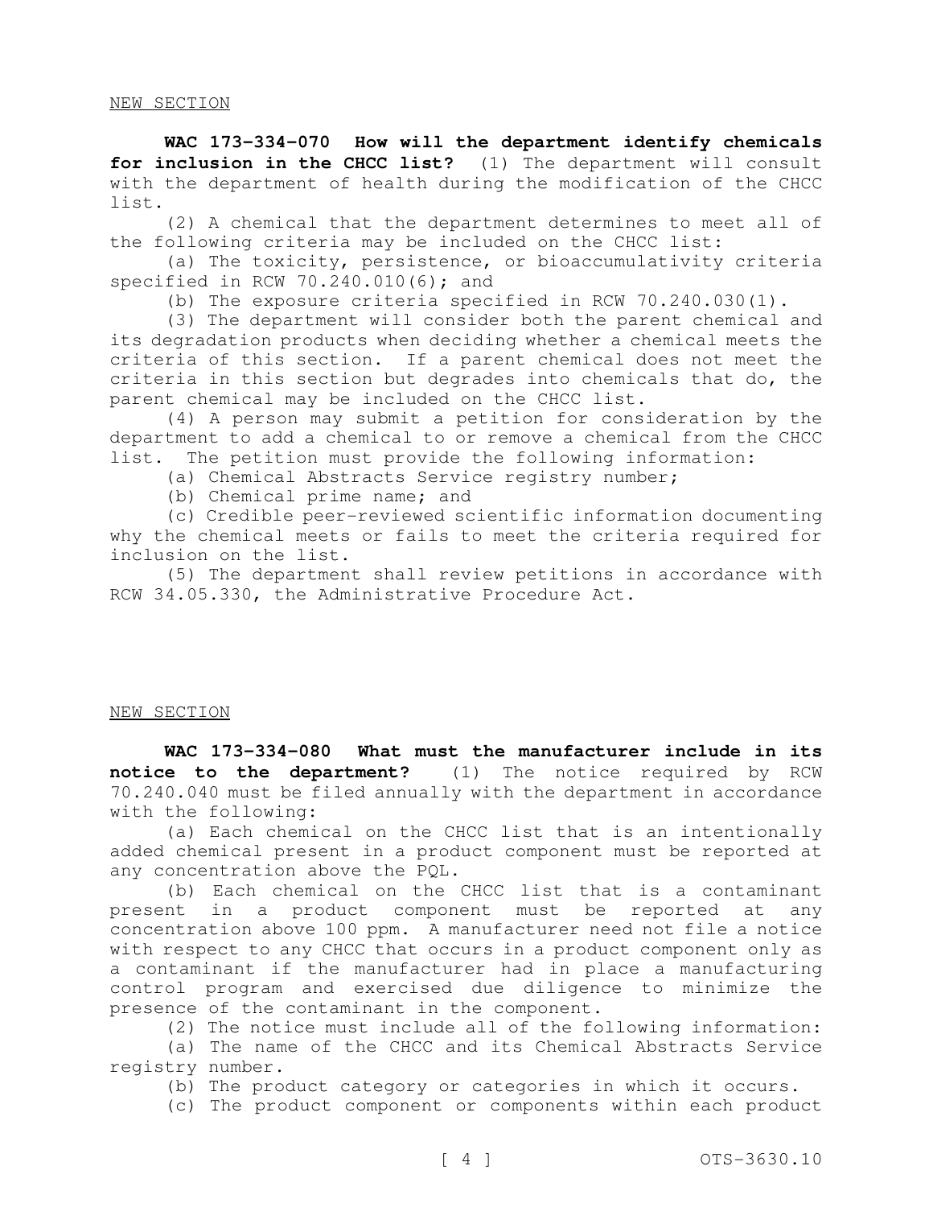NEW SECTION

**WAC 173-334-070 How will the department identify chemicals for inclusion in the CHCC list?** (1) The department will consult with the department of health during the modification of the CHCC list.

(2) A chemical that the department determines to meet all of the following criteria may be included on the CHCC list:

(a) The toxicity, persistence, or bioaccumulativity criteria specified in RCW 70.240.010(6); and

(b) The exposure criteria specified in RCW 70.240.030(1).

(3) The department will consider both the parent chemical and its degradation products when deciding whether a chemical meets the criteria of this section. If a parent chemical does not meet the criteria in this section but degrades into chemicals that do, the parent chemical may be included on the CHCC list.

(4) A person may submit a petition for consideration by the department to add a chemical to or remove a chemical from the CHCC list. The petition must provide the following information:

(a) Chemical Abstracts Service registry number;

(b) Chemical prime name; and

(c) Credible peer-reviewed scientific information documenting why the chemical meets or fails to meet the criteria required for inclusion on the list.

(5) The department shall review petitions in accordance with RCW 34.05.330, the Administrative Procedure Act.

NEW SECTION

**WAC 173-334-080 What must the manufacturer include in its notice to the department?** (1) The notice required by RCW 70.240.040 must be filed annually with the department in accordance with the following:

(a) Each chemical on the CHCC list that is an intentionally added chemical present in a product component must be reported at any concentration above the PQL.

(b) Each chemical on the CHCC list that is a contaminant present in a product component must be reported at any concentration above 100 ppm. A manufacturer need not file a notice with respect to any CHCC that occurs in a product component only as a contaminant if the manufacturer had in place a manufacturing control program and exercised due diligence to minimize the presence of the contaminant in the component.

(2) The notice must include all of the following information:

(a) The name of the CHCC and its Chemical Abstracts Service registry number.

(b) The product category or categories in which it occurs.

(c) The product component or components within each product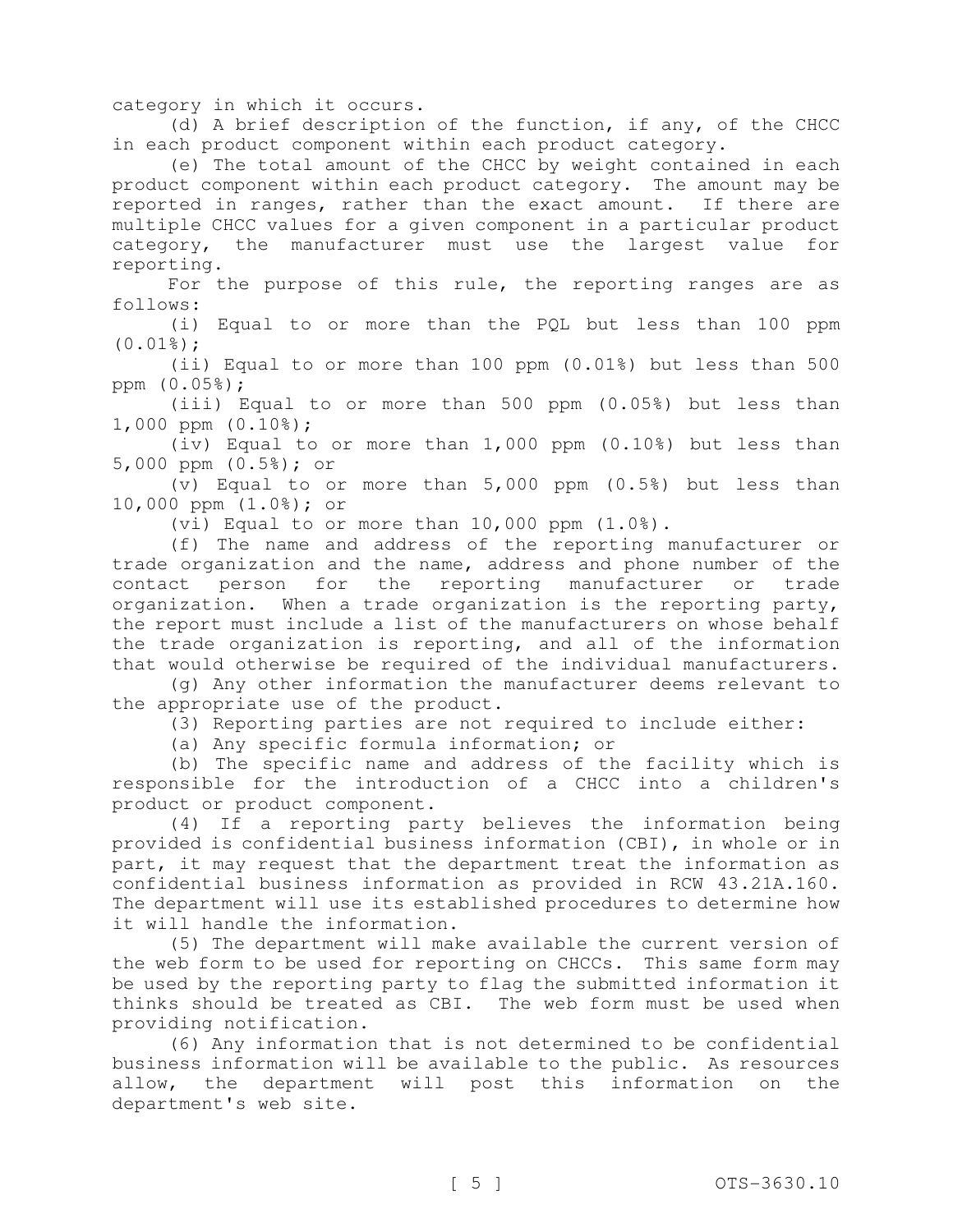category in which it occurs.

(d) A brief description of the function, if any, of the CHCC in each product component within each product category.

(e) The total amount of the CHCC by weight contained in each product component within each product category. The amount may be reported in ranges, rather than the exact amount. If there are multiple CHCC values for a given component in a particular product category, the manufacturer must use the largest value for reporting.

For the purpose of this rule, the reporting ranges are as follows:

(i) Equal to or more than the PQL but less than 100 ppm (0.01%);

(ii) Equal to or more than 100 ppm (0.01%) but less than 500 ppm (0.05%);

(iii) Equal to or more than 500 ppm (0.05%) but less than 1,000 ppm (0.10%);

(iv) Equal to or more than 1,000 ppm (0.10%) but less than 5,000 ppm (0.5%); or

(v) Equal to or more than 5,000 ppm (0.5%) but less than 10,000 ppm (1.0%); or

(vi) Equal to or more than 10,000 ppm (1.0%).

(f) The name and address of the reporting manufacturer or trade organization and the name, address and phone number of the contact person for the reporting manufacturer or trade organization. When a trade organization is the reporting party, the report must include a list of the manufacturers on whose behalf the trade organization is reporting, and all of the information that would otherwise be required of the individual manufacturers.

(g) Any other information the manufacturer deems relevant to the appropriate use of the product.

(3) Reporting parties are not required to include either:

(a) Any specific formula information; or

(b) The specific name and address of the facility which is responsible for the introduction of a CHCC into a children's product or product component.

(4) If a reporting party believes the information being provided is confidential business information (CBI), in whole or in part, it may request that the department treat the information as confidential business information as provided in RCW 43.21A.160. The department will use its established procedures to determine how it will handle the information.

(5) The department will make available the current version of the web form to be used for reporting on CHCCs. This same form may be used by the reporting party to flag the submitted information it thinks should be treated as CBI. The web form must be used when providing notification.

(6) Any information that is not determined to be confidential business information will be available to the public. As resources allow, the department will post this information on the department's web site.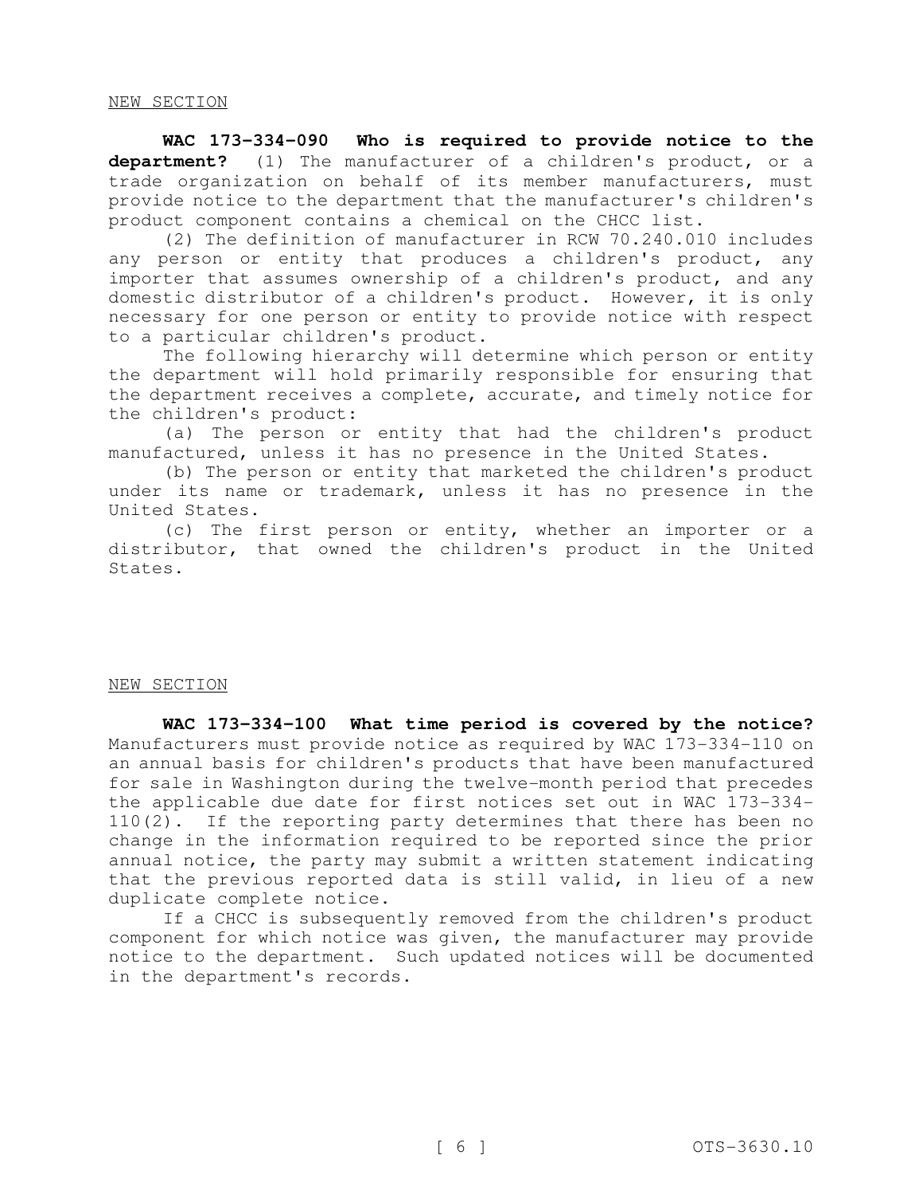NEW SECTION

**WAC 173-334-090 Who is required to provide notice to the department?** (1) The manufacturer of a children's product, or a trade organization on behalf of its member manufacturers, must provide notice to the department that the manufacturer's children's product component contains a chemical on the CHCC list.

(2) The definition of manufacturer in RCW 70.240.010 includes any person or entity that produces a children's product, any importer that assumes ownership of a children's product, and any domestic distributor of a children's product. However, it is only necessary for one person or entity to provide notice with respect to a particular children's product.

The following hierarchy will determine which person or entity the department will hold primarily responsible for ensuring that the department receives a complete, accurate, and timely notice for the children's product:

(a) The person or entity that had the children's product manufactured, unless it has no presence in the United States.

(b) The person or entity that marketed the children's product under its name or trademark, unless it has no presence in the United States.

(c) The first person or entity, whether an importer or a distributor, that owned the children's product in the United States.

NEW SECTION

**WAC 173-334-100 What time period is covered by the notice?** Manufacturers must provide notice as required by WAC 173-334-110 on an annual basis for children's products that have been manufactured for sale in Washington during the twelve-month period that precedes the applicable due date for first notices set out in WAC 173-334-110(2). If the reporting party determines that there has been no change in the information required to be reported since the prior annual notice, the party may submit a written statement indicating that the previous reported data is still valid, in lieu of a new duplicate complete notice.

If a CHCC is subsequently removed from the children's product component for which notice was given, the manufacturer may provide notice to the department. Such updated notices will be documented in the department's records.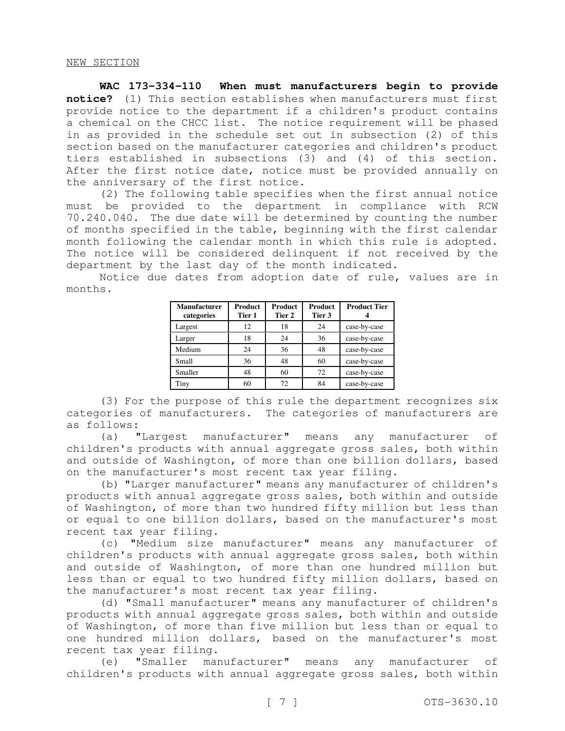NEW SECTION

**WAC 173-334-110 When must manufacturers begin to provide notice?** (1) This section establishes when manufacturers must first provide notice to the department if a children's product contains a chemical on the CHCC list. The notice requirement will be phased in as provided in the schedule set out in subsection (2) of this section based on the manufacturer categories and children's product tiers established in subsections (3) and (4) of this section. After the first notice date, notice must be provided annually on the anniversary of the first notice.

(2) The following table specifies when the first annual notice must be provided to the department in compliance with RCW 70.240.040. The due date will be determined by counting the number of months specified in the table, beginning with the first calendar month following the calendar month in which this rule is adopted. The notice will be considered delinquent if not received by the department by the last day of the month indicated.

Notice due dates from adoption date of rule, values are in months.

| Manufacturer categories | Product Tier 1 | Product Tier 2 | Product Tier 3 | Product Tier 4 |
|---|---|---|---|---|
| Largest | 12 | 18 | 24 | case-by-case |
| Larger | 18 | 24 | 36 | case-by-case |
| Medium | 24 | 36 | 48 | case-by-case |
| Small | 36 | 48 | 60 | case-by-case |
| Smaller | 48 | 60 | 72 | case-by-case |
| Tiny | 60 | 72 | 84 | case-by-case |

(3) For the purpose of this rule the department recognizes six categories of manufacturers. The categories of manufacturers are as follows:

(a) "Largest manufacturer" means any manufacturer of children's products with annual aggregate gross sales, both within and outside of Washington, of more than one billion dollars, based on the manufacturer's most recent tax year filing.

(b) "Larger manufacturer" means any manufacturer of children's products with annual aggregate gross sales, both within and outside of Washington, of more than two hundred fifty million but less than or equal to one billion dollars, based on the manufacturer's most recent tax year filing.

(c) "Medium size manufacturer" means any manufacturer of children's products with annual aggregate gross sales, both within and outside of Washington, of more than one hundred million but less than or equal to two hundred fifty million dollars, based on the manufacturer's most recent tax year filing.

(d) "Small manufacturer" means any manufacturer of children's products with annual aggregate gross sales, both within and outside of Washington, of more than five million but less than or equal to one hundred million dollars, based on the manufacturer's most recent tax year filing.

(e) "Smaller manufacturer" means any manufacturer of children's products with annual aggregate gross sales, both within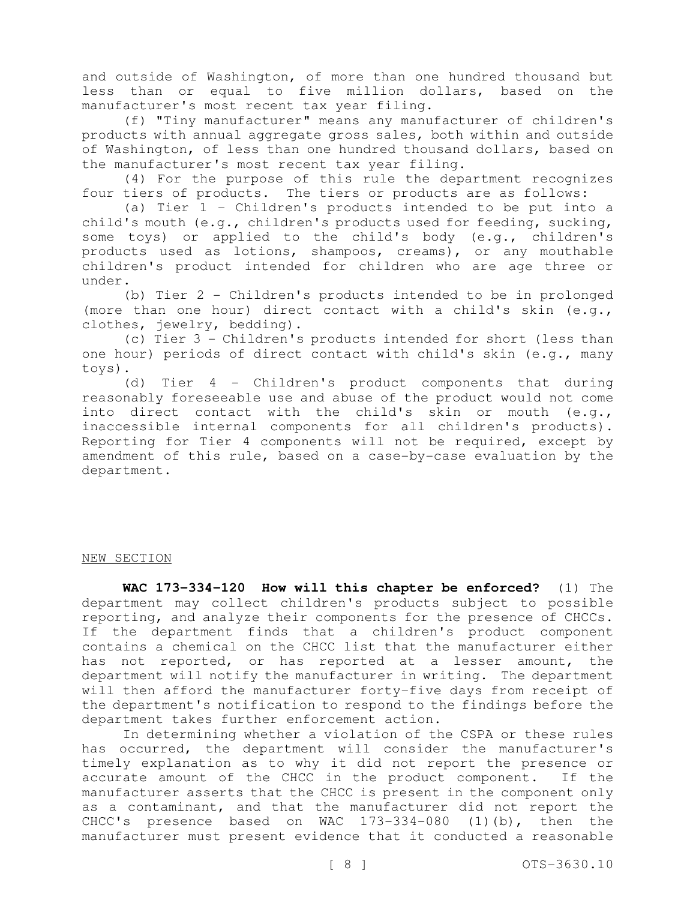and outside of Washington, of more than one hundred thousand but less than or equal to five million dollars, based on the manufacturer's most recent tax year filing.

(f) "Tiny manufacturer" means any manufacturer of children's products with annual aggregate gross sales, both within and outside of Washington, of less than one hundred thousand dollars, based on the manufacturer's most recent tax year filing.

(4) For the purpose of this rule the department recognizes four tiers of products. The tiers or products are as follows:

(a) Tier 1 - Children's products intended to be put into a child's mouth (e.g., children's products used for feeding, sucking, some toys) or applied to the child's body (e.g., children's products used as lotions, shampoos, creams), or any mouthable children's product intended for children who are age three or under.

(b) Tier 2 - Children's products intended to be in prolonged (more than one hour) direct contact with a child's skin (e.g., clothes, jewelry, bedding).

(c) Tier 3 - Children's products intended for short (less than one hour) periods of direct contact with child's skin (e.g., many toys).

(d) Tier 4 - Children's product components that during reasonably foreseeable use and abuse of the product would not come into direct contact with the child's skin or mouth (e.g., inaccessible internal components for all children's products). Reporting for Tier 4 components will not be required, except by amendment of this rule, based on a case-by-case evaluation by the department.

NEW SECTION

**WAC 173-334-120 How will this chapter be enforced?** (1) The department may collect children's products subject to possible reporting, and analyze their components for the presence of CHCCs. If the department finds that a children's product component contains a chemical on the CHCC list that the manufacturer either has not reported, or has reported at a lesser amount, the department will notify the manufacturer in writing. The department will then afford the manufacturer forty-five days from receipt of the department's notification to respond to the findings before the department takes further enforcement action.

In determining whether a violation of the CSPA or these rules has occurred, the department will consider the manufacturer's timely explanation as to why it did not report the presence or accurate amount of the CHCC in the product component. If the manufacturer asserts that the CHCC is present in the component only as a contaminant, and that the manufacturer did not report the CHCC's presence based on WAC 173-334-080 (1)(b), then the manufacturer must present evidence that it conducted a reasonable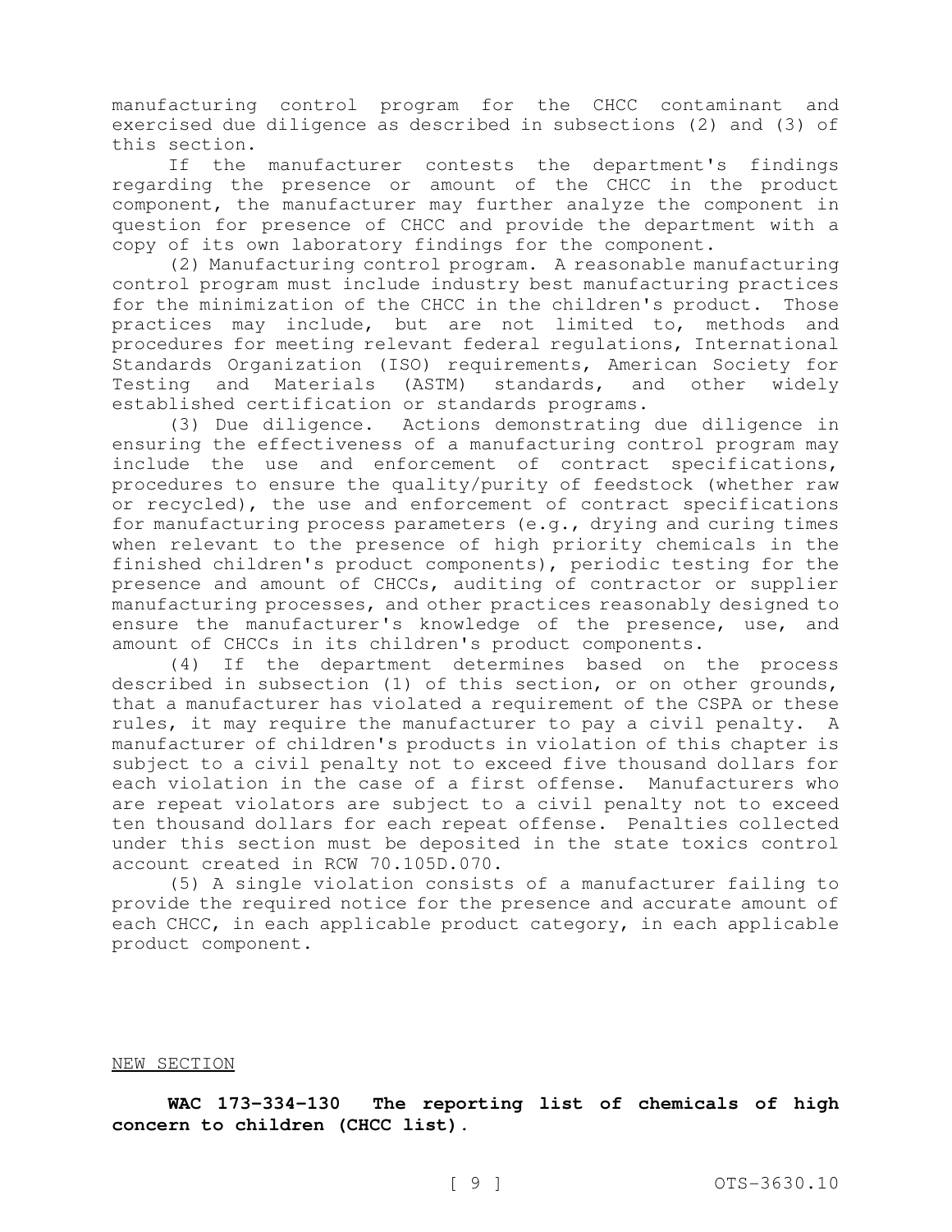manufacturing control program for the CHCC contaminant and exercised due diligence as described in subsections (2) and (3) of this section.

If the manufacturer contests the department's findings regarding the presence or amount of the CHCC in the product component, the manufacturer may further analyze the component in question for presence of CHCC and provide the department with a copy of its own laboratory findings for the component.

(2) Manufacturing control program. A reasonable manufacturing control program must include industry best manufacturing practices for the minimization of the CHCC in the children's product. Those practices may include, but are not limited to, methods and procedures for meeting relevant federal regulations, International Standards Organization (ISO) requirements, American Society for Testing and Materials (ASTM) standards, and other widely established certification or standards programs.

(3) Due diligence. Actions demonstrating due diligence in ensuring the effectiveness of a manufacturing control program may include the use and enforcement of contract specifications, procedures to ensure the quality/purity of feedstock (whether raw or recycled), the use and enforcement of contract specifications for manufacturing process parameters (e.g., drying and curing times when relevant to the presence of high priority chemicals in the finished children's product components), periodic testing for the presence and amount of CHCCs, auditing of contractor or supplier manufacturing processes, and other practices reasonably designed to ensure the manufacturer's knowledge of the presence, use, and amount of CHCCs in its children's product components.

(4) If the department determines based on the process described in subsection (1) of this section, or on other grounds, that a manufacturer has violated a requirement of the CSPA or these rules, it may require the manufacturer to pay a civil penalty. A manufacturer of children's products in violation of this chapter is subject to a civil penalty not to exceed five thousand dollars for each violation in the case of a first offense. Manufacturers who are repeat violators are subject to a civil penalty not to exceed ten thousand dollars for each repeat offense. Penalties collected under this section must be deposited in the state toxics control account created in RCW 70.105D.070.

(5) A single violation consists of a manufacturer failing to provide the required notice for the presence and accurate amount of each CHCC, in each applicable product category, in each applicable product component.

NEW SECTION

**WAC 173-334-130 The reporting list of chemicals of high concern to children (CHCC list).**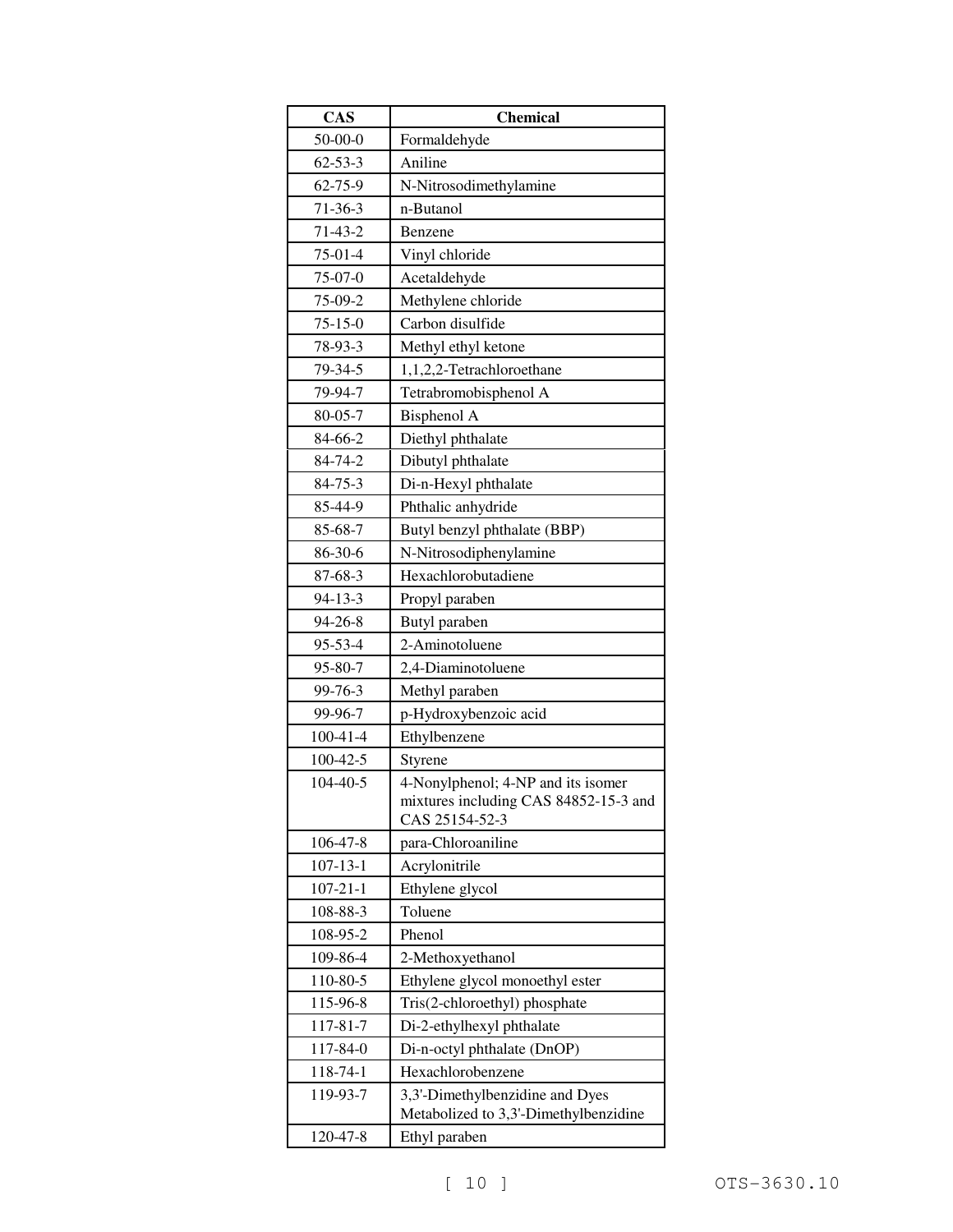| CAS | Chemical |
| --- | --- |
| 50-00-0 | Formaldehyde |
| 62-53-3 | Aniline |
| 62-75-9 | N-Nitrosodimethylamine |
| 71-36-3 | n-Butanol |
| 71-43-2 | Benzene |
| 75-01-4 | Vinyl chloride |
| 75-07-0 | Acetaldehyde |
| 75-09-2 | Methylene chloride |
| 75-15-0 | Carbon disulfide |
| 78-93-3 | Methyl ethyl ketone |
| 79-34-5 | 1,1,2,2-Tetrachloroethane |
| 79-94-7 | Tetrabromobisphenol A |
| 80-05-7 | Bisphenol A |
| 84-66-2 | Diethyl phthalate |
| 84-74-2 | Dibutyl phthalate |
| 84-75-3 | Di-n-Hexyl phthalate |
| 85-44-9 | Phthalic anhydride |
| 85-68-7 | Butyl benzyl phthalate (BBP) |
| 86-30-6 | N-Nitrosodiphenylamine |
| 87-68-3 | Hexachlorobutadiene |
| 94-13-3 | Propyl paraben |
| 94-26-8 | Butyl paraben |
| 95-53-4 | 2-Aminotoluene |
| 95-80-7 | 2,4-Diaminotoluene |
| 99-76-3 | Methyl paraben |
| 99-96-7 | p-Hydroxybenzoic acid |
| 100-41-4 | Ethylbenzene |
| 100-42-5 | Styrene |
| 104-40-5 | 4-Nonylphenol; 4-NP and its isomer mixtures including CAS 84852-15-3 and CAS 25154-52-3 |
| 106-47-8 | para-Chloroaniline |
| 107-13-1 | Acrylonitrile |
| 107-21-1 | Ethylene glycol |
| 108-88-3 | Toluene |
| 108-95-2 | Phenol |
| 109-86-4 | 2-Methoxyethanol |
| 110-80-5 | Ethylene glycol monoethyl ester |
| 115-96-8 | Tris(2-chloroethyl) phosphate |
| 117-81-7 | Di-2-ethylhexyl phthalate |
| 117-84-0 | Di-n-octyl phthalate (DnOP) |
| 118-74-1 | Hexachlorobenzene |
| 119-93-7 | 3,3'-Dimethylbenzidine and Dyes Metabolized to 3,3'-Dimethylbenzidine |
| 120-47-8 | Ethyl paraben |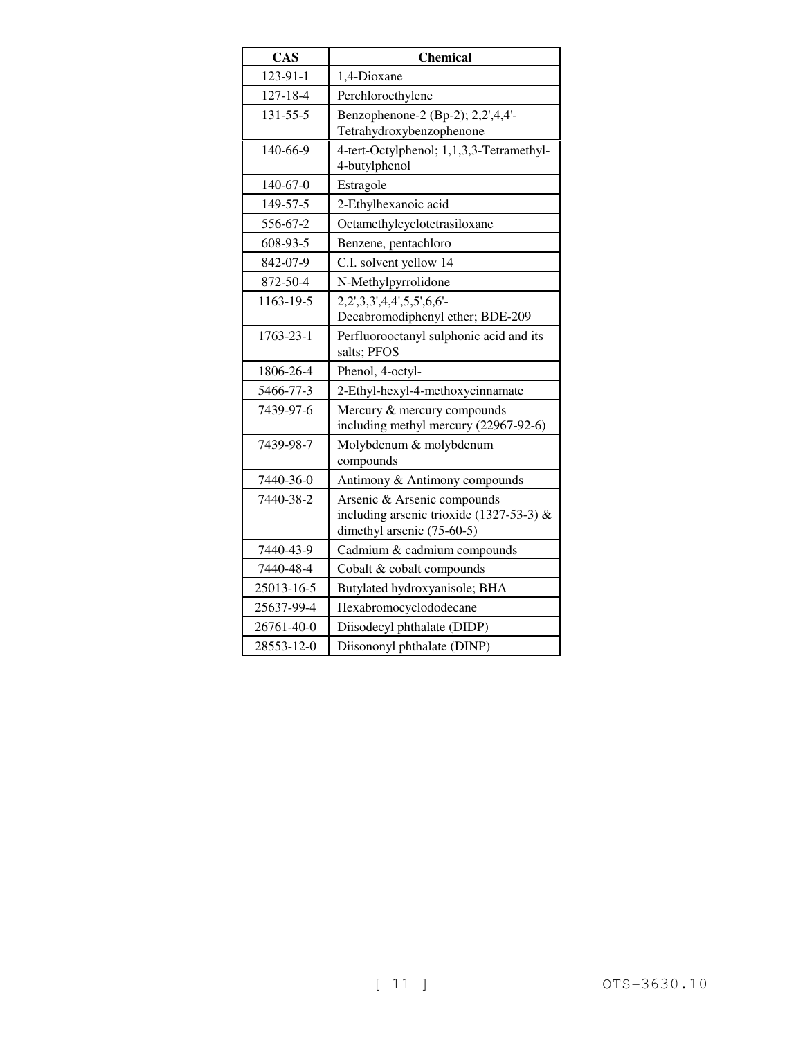| CAS | Chemical |
|---|---|
| 123-91-1 | 1,4-Dioxane |
| 127-18-4 | Perchloroethylene |
| 131-55-5 | Benzophenone-2 (Bp-2); 2,2',4,4'-Tetrahydroxybenzophenone |
| 140-66-9 | 4-tert-Octylphenol; 1,1,3,3-Tetramethyl-4-butylphenol |
| 140-67-0 | Estragole |
| 149-57-5 | 2-Ethylhexanoic acid |
| 556-67-2 | Octamethylcyclotetrasiloxane |
| 608-93-5 | Benzene, pentachloro |
| 842-07-9 | C.I. solvent yellow 14 |
| 872-50-4 | N-Methylpyrrolidone |
| 1163-19-5 | 2,2',3,3',4,4',5,5',6,6'-Decabromodiphenyl ether; BDE-209 |
| 1763-23-1 | Perfluorooctanyl sulphonic acid and its salts; PFOS |
| 1806-26-4 | Phenol, 4-octyl- |
| 5466-77-3 | 2-Ethyl-hexyl-4-methoxycinnamate |
| 7439-97-6 | Mercury & mercury compounds including methyl mercury (22967-92-6) |
| 7439-98-7 | Molybdenum & molybdenum compounds |
| 7440-36-0 | Antimony & Antimony compounds |
| 7440-38-2 | Arsenic & Arsenic compounds including arsenic trioxide (1327-53-3) & dimethyl arsenic (75-60-5) |
| 7440-43-9 | Cadmium & cadmium compounds |
| 7440-48-4 | Cobalt & cobalt compounds |
| 25013-16-5 | Butylated hydroxyanisole; BHA |
| 25637-99-4 | Hexabromocyclododecane |
| 26761-40-0 | Diisodecyl phthalate (DIDP) |
| 28553-12-0 | Diisononyl phthalate (DINP) |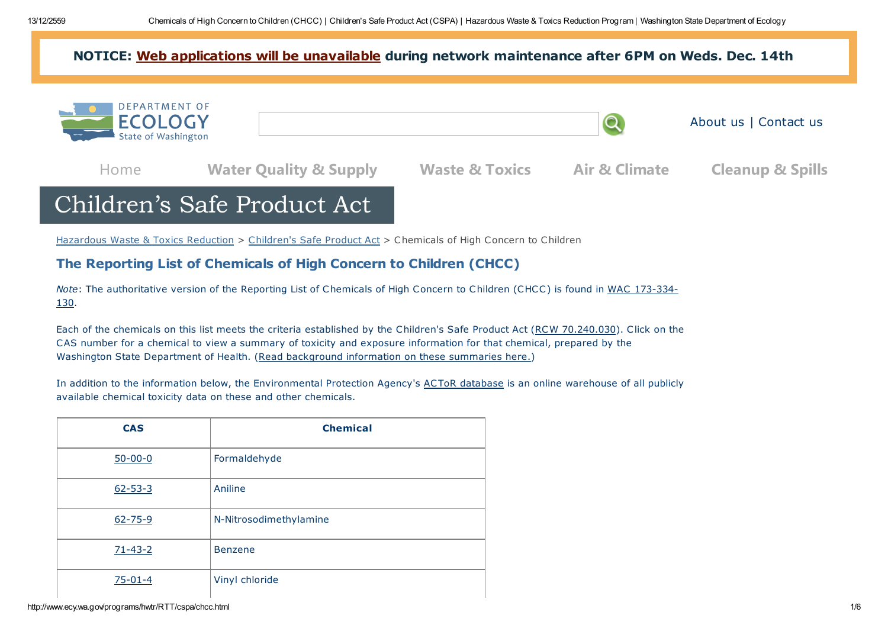NOTICE: Web applications will be unavailable during network maintenance after 6PM on Weds. Dec. 14th

DEPARTMENT OF ECOLOGY State of Washington

About us | Contact us

Home Water Quality & Supply Waste & Toxics Air & Climate Cleanup & Spills

# Children's Safe Product Act

Hazardous Waste & Toxics Reduction > Children's Safe Product Act > Chemicals of High Concern to Children

## The Reporting List of Chemicals of High Concern to Children (CHCC)

*Note*: The authoritative version of the Reporting List of Chemicals of High Concern to Children (CHCC) is found in WAC 173-334-130.

Each of the chemicals on this list meets the criteria established by the Children's Safe Product Act (RCW 70.240.030). Click on the CAS number for a chemical to view a summary of toxicity and exposure information for that chemical, prepared by the Washington State Department of Health. (Read background information on these summaries here.)

In addition to the information below, the Environmental Protection Agency's ACToR database is an online warehouse of all publicly available chemical toxicity data on these and other chemicals.

| CAS | Chemical |
|---|---|
| 50-00-0 | Formaldehyde |
| 62-53-3 | Aniline |
| 62-75-9 | N-Nitrosodimethylamine |
| 71-43-2 | Benzene |
| 75-01-4 | Vinyl chloride |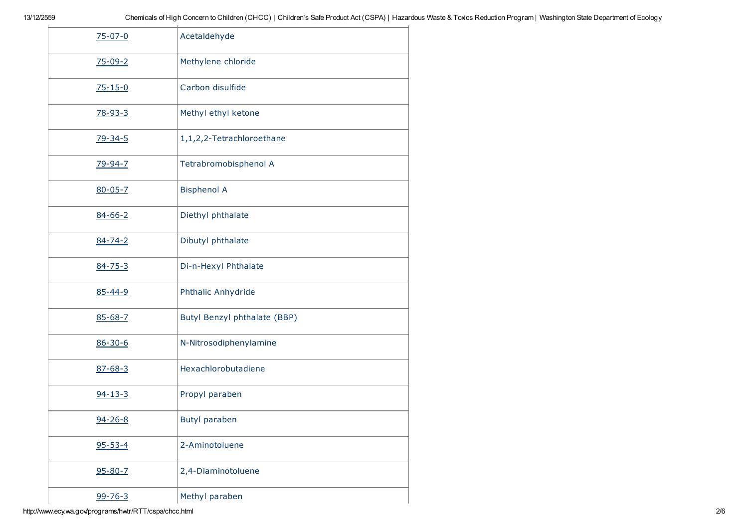| | |
|---|---|
| 75-07-0 | Acetaldehyde |
| 75-09-2 | Methylene chloride |
| 75-15-0 | Carbon disulfide |
| 78-93-3 | Methyl ethyl ketone |
| 79-34-5 | 1,1,2,2-Tetrachloroethane |
| 79-94-7 | Tetrabromobisphenol A |
| 80-05-7 | Bisphenol A |
| 84-66-2 | Diethyl phthalate |
| 84-74-2 | Dibutyl phthalate |
| 84-75-3 | Di-n-Hexyl Phthalate |
| 85-44-9 | Phthalic Anhydride |
| 85-68-7 | Butyl Benzyl phthalate (BBP) |
| 86-30-6 | N-Nitrosodiphenylamine |
| 87-68-3 | Hexachlorobutadiene |
| 94-13-3 | Propyl paraben |
| 94-26-8 | Butyl paraben |
| 95-53-4 | 2-Aminotoluene |
| 95-80-7 | 2,4-Diaminotoluene |
| 99-76-3 | Methyl paraben |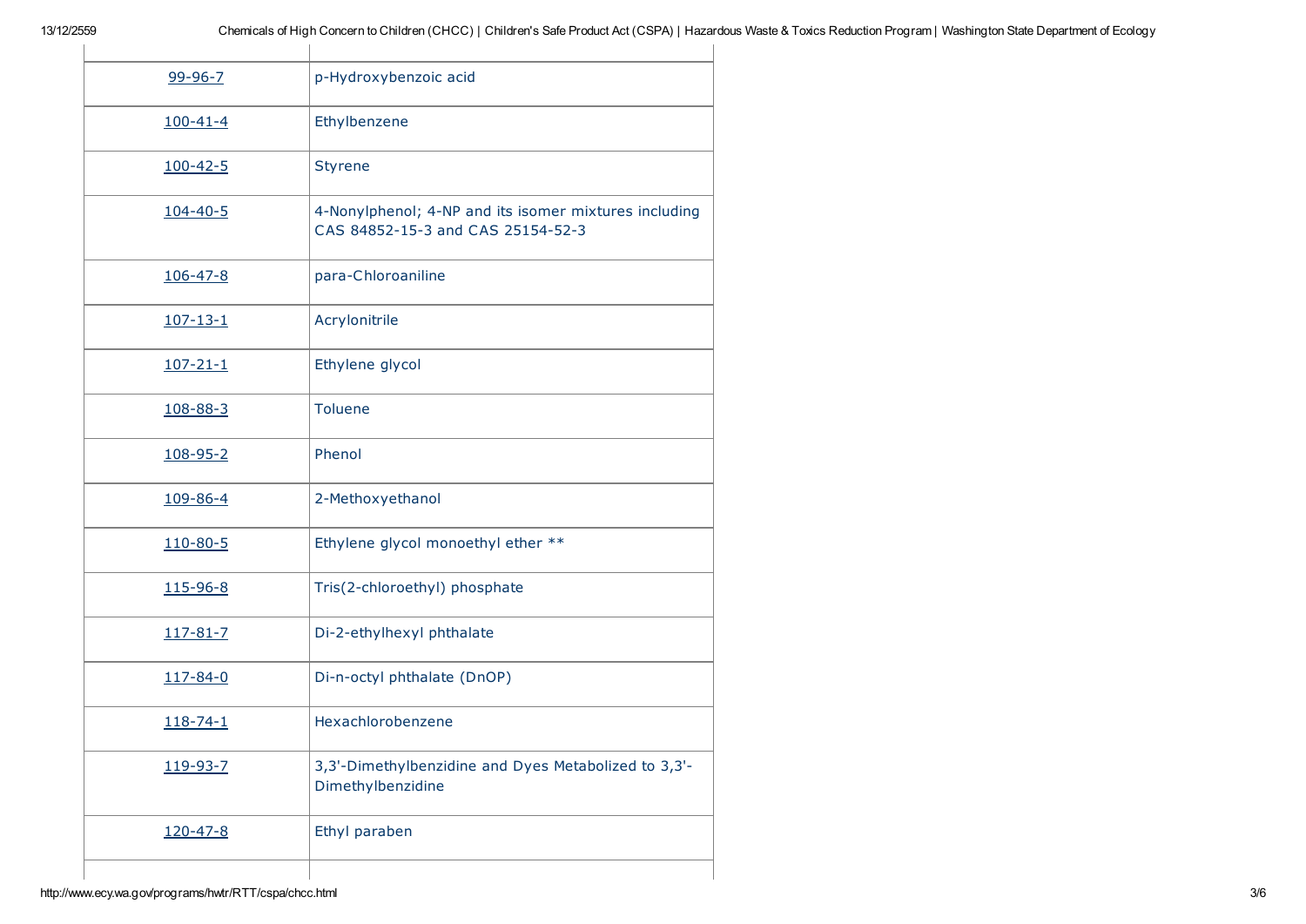| | |
|---|---|
| 99-96-7 | p-Hydroxybenzoic acid |
| 100-41-4 | Ethylbenzene |
| 100-42-5 | Styrene |
| 104-40-5 | 4-Nonylphenol; 4-NP and its isomer mixtures including CAS 84852-15-3 and CAS 25154-52-3 |
| 106-47-8 | para-Chloroaniline |
| 107-13-1 | Acrylonitrile |
| 107-21-1 | Ethylene glycol |
| 108-88-3 | Toluene |
| 108-95-2 | Phenol |
| 109-86-4 | 2-Methoxyethanol |
| 110-80-5 | Ethylene glycol monoethyl ether ** |
| 115-96-8 | Tris(2-chloroethyl) phosphate |
| 117-81-7 | Di-2-ethylhexyl phthalate |
| 117-84-0 | Di-n-octyl phthalate (DnOP) |
| 118-74-1 | Hexachlorobenzene |
| 119-93-7 | 3,3'-Dimethylbenzidine and Dyes Metabolized to 3,3'-Dimethylbenzidine |
| 120-47-8 | Ethyl paraben |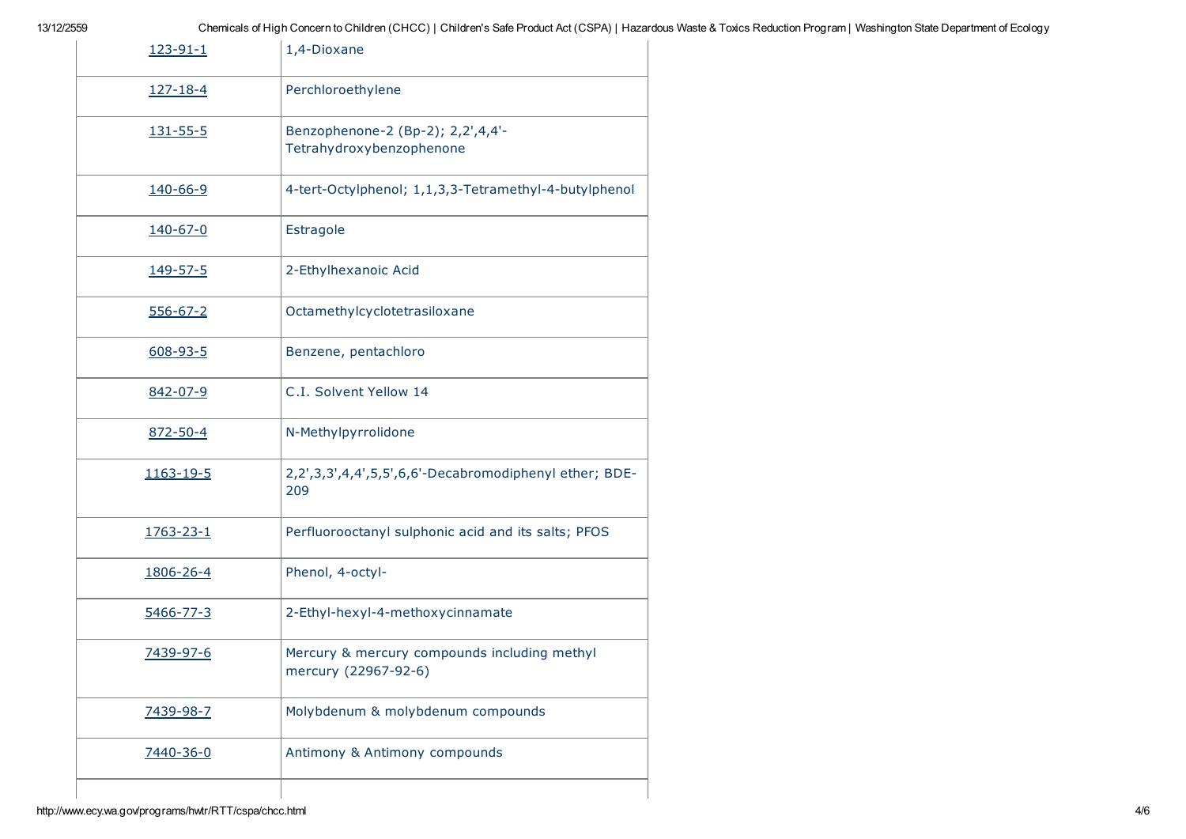| | |
|---|---|
| 123-91-1 | 1,4-Dioxane |
| 127-18-4 | Perchloroethylene |
| 131-55-5 | Benzophenone-2 (Bp-2); 2,2',4,4'-Tetrahydroxybenzophenone |
| 140-66-9 | 4-tert-Octylphenol; 1,1,3,3-Tetramethyl-4-butylphenol |
| 140-67-0 | Estragole |
| 149-57-5 | 2-Ethylhexanoic Acid |
| 556-67-2 | Octamethylcyclotetrasiloxane |
| 608-93-5 | Benzene, pentachloro |
| 842-07-9 | C.I. Solvent Yellow 14 |
| 872-50-4 | N-Methylpyrrolidone |
| 1163-19-5 | 2,2',3,3',4,4',5,5',6,6'-Decabromodiphenyl ether; BDE-209 |
| 1763-23-1 | Perfluorooctanyl sulphonic acid and its salts; PFOS |
| 1806-26-4 | Phenol, 4-octyl- |
| 5466-77-3 | 2-Ethyl-hexyl-4-methoxycinnamate |
| 7439-97-6 | Mercury & mercury compounds including methyl mercury (22967-92-6) |
| 7439-98-7 | Molybdenum & molybdenum compounds |
| 7440-36-0 | Antimony & Antimony compounds |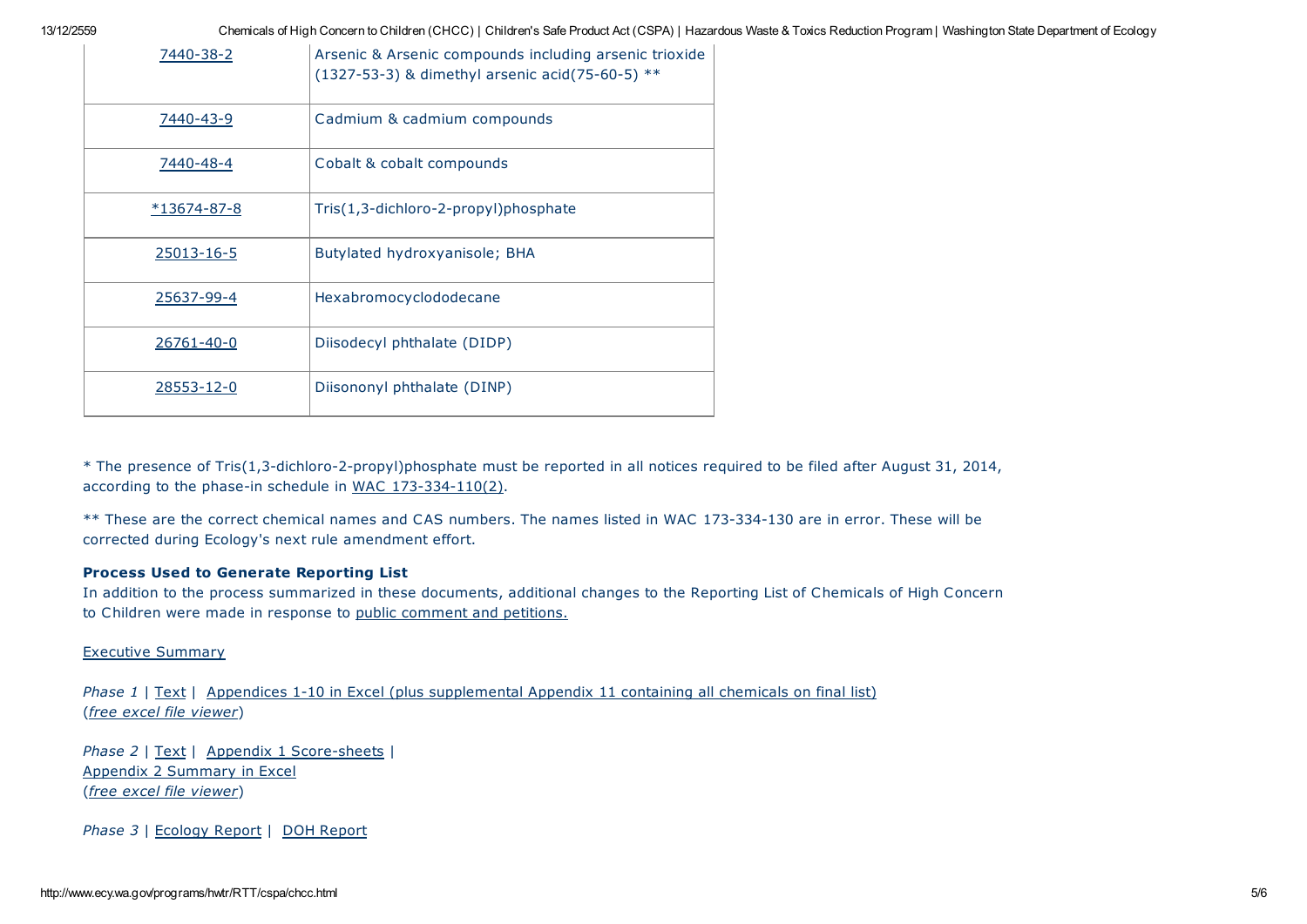| 7440-38-2 | Arsenic & Arsenic compounds including arsenic trioxide (1327-53-3) & dimethyl arsenic acid(75-60-5) ** |
|---|---|
| 7440-43-9 | Cadmium & cadmium compounds |
| 7440-48-4 | Cobalt & cobalt compounds |
| *13674-87-8 | Tris(1,3-dichloro-2-propyl)phosphate |
| 25013-16-5 | Butylated hydroxyanisole; BHA |
| 25637-99-4 | Hexabromocyclododecane |
| 26761-40-0 | Diisodecyl phthalate (DIDP) |
| 28553-12-0 | Diisononyl phthalate (DINP) |

* The presence of Tris(1,3-dichloro-2-propyl)phosphate must be reported in all notices required to be filed after August 31, 2014, according to the phase-in schedule in WAC 173-334-110(2).

** These are the correct chemical names and CAS numbers. The names listed in WAC 173-334-130 are in error. These will be corrected during Ecology's next rule amendment effort.

**Process Used to Generate Reporting List**

In addition to the process summarized in these documents, additional changes to the Reporting List of Chemicals of High Concern to Children were made in response to public comment and petitions.

Executive Summary

*Phase 1* | Text | Appendices 1-10 in Excel (plus supplemental Appendix 11 containing all chemicals on final list) (*free excel file viewer*)

*Phase 2* | Text | Appendix 1 Score-sheets | Appendix 2 Summary in Excel (*free excel file viewer*)

*Phase 3* | Ecology Report | DOH Report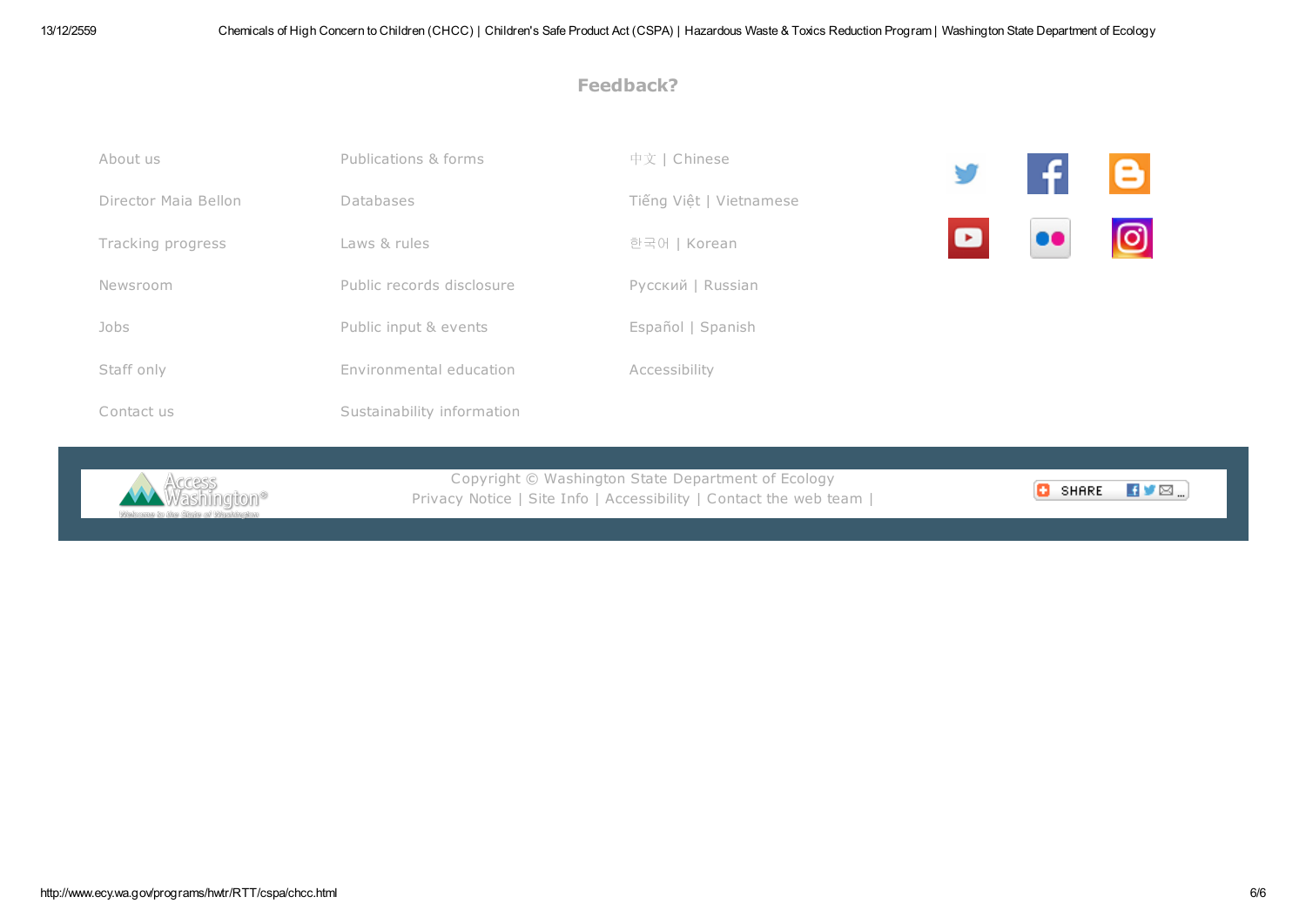**Feedback?**

About us

Director Maia Bellon

Tracking progress

Newsroom

Jobs

Staff only

Contact us

Publications & forms

Databases

Laws & rules

Public records disclosure

Public input & events

Environmental education

Sustainability information

中文 | Chinese

Tiếng Việt | Vietnamese

한국어 | Korean

Русский | Russian

Español | Spanish

Accessibility

Access Washington® Welcome to the State of Washington

Copyright © Washington State Department of Ecology

Privacy Notice | Site Info | Accessibility | Contact the web team |

SHARE